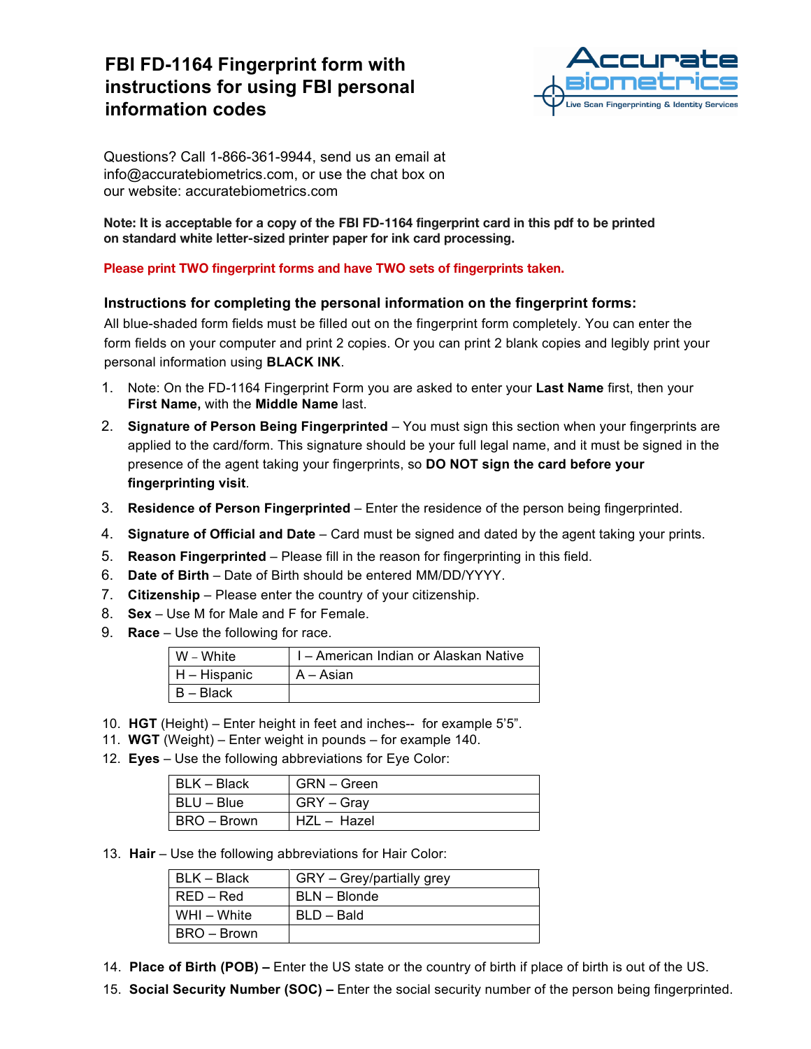# FBI FD-1164 Fingerprint form with instructions for using FBI personal information codes

Accurate Biometrics
Live Scan Fingerprinting & Identity Services

Questions? Call 1-866-361-9944, send us an email at info@accuratebiometrics.com, or use the chat box on our website: accuratebiometrics.com

**Note: It is acceptable for a copy of the FBI FD-1164 fingerprint card in this pdf to be printed on standard white letter-sized printer paper for ink card processing.**

**Please print TWO fingerprint forms and have TWO sets of fingerprints taken.**

### Instructions for completing the personal information on the fingerprint forms:

All blue-shaded form fields must be filled out on the fingerprint form completely. You can enter the form fields on your computer and print 2 copies. Or you can print 2 blank copies and legibly print your personal information using **BLACK INK**.

1. Note: On the FD-1164 Fingerprint Form you are asked to enter your **Last Name** first, then your **First Name,** with the **Middle Name** last.
2. **Signature of Person Being Fingerprinted** – You must sign this section when your fingerprints are applied to the card/form. This signature should be your full legal name, and it must be signed in the presence of the agent taking your fingerprints, so **DO NOT sign the card before your fingerprinting visit**.
3. **Residence of Person Fingerprinted** – Enter the residence of the person being fingerprinted.
4. **Signature of Official and Date** – Card must be signed and dated by the agent taking your prints.
5. **Reason Fingerprinted** – Please fill in the reason for fingerprinting in this field.
6. **Date of Birth** – Date of Birth should be entered MM/DD/YYYY.
7. **Citizenship** – Please enter the country of your citizenship.
8. **Sex** – Use M for Male and F for Female.
9. **Race** – Use the following for race.

| W – White | I – American Indian or Alaskan Native |
|---|---|
| H – Hispanic | A – Asian |
| B – Black | |

10. **HGT** (Height) – Enter height in feet and inches-- for example 5'5".
11. **WGT** (Weight) – Enter weight in pounds – for example 140.
12. **Eyes** – Use the following abbreviations for Eye Color:

| BLK – Black | GRN – Green |
|---|---|
| BLU – Blue | GRY – Gray |
| BRO – Brown | HZL – Hazel |

13. **Hair** – Use the following abbreviations for Hair Color:

| BLK – Black | GRY – Grey/partially grey |
|---|---|
| RED – Red | BLN – Blonde |
| WHI – White | BLD – Bald |
| BRO – Brown | |

14. **Place of Birth (POB) –** Enter the US state or the country of birth if place of birth is out of the US.
15. **Social Security Number (SOC) –** Enter the social security number of the person being fingerprinted.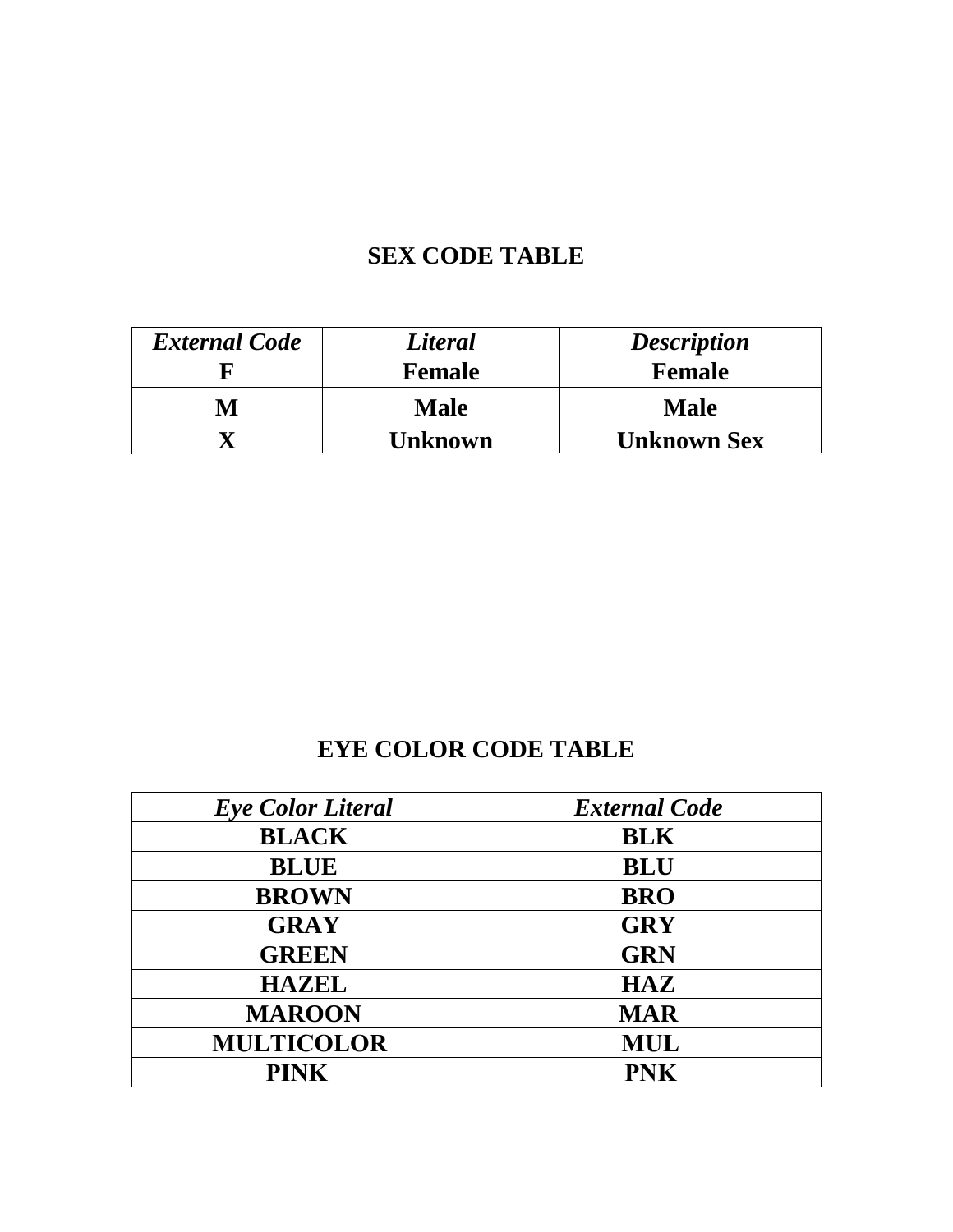## SEX CODE TABLE

| *External Code* | *Literal* | *Description* |
|---|---|---|
| **F** | **Female** | **Female** |
| **M** | **Male** | **Male** |
| **X** | **Unknown** | **Unknown Sex** |

## EYE COLOR CODE TABLE

| *Eye Color Literal* | *External Code* |
|---|---|
| **BLACK** | **BLK** |
| **BLUE** | **BLU** |
| **BROWN** | **BRO** |
| **GRAY** | **GRY** |
| **GREEN** | **GRN** |
| **HAZEL** | **HAZ** |
| **MAROON** | **MAR** |
| **MULTICOLOR** | **MUL** |
| **PINK** | **PNK** |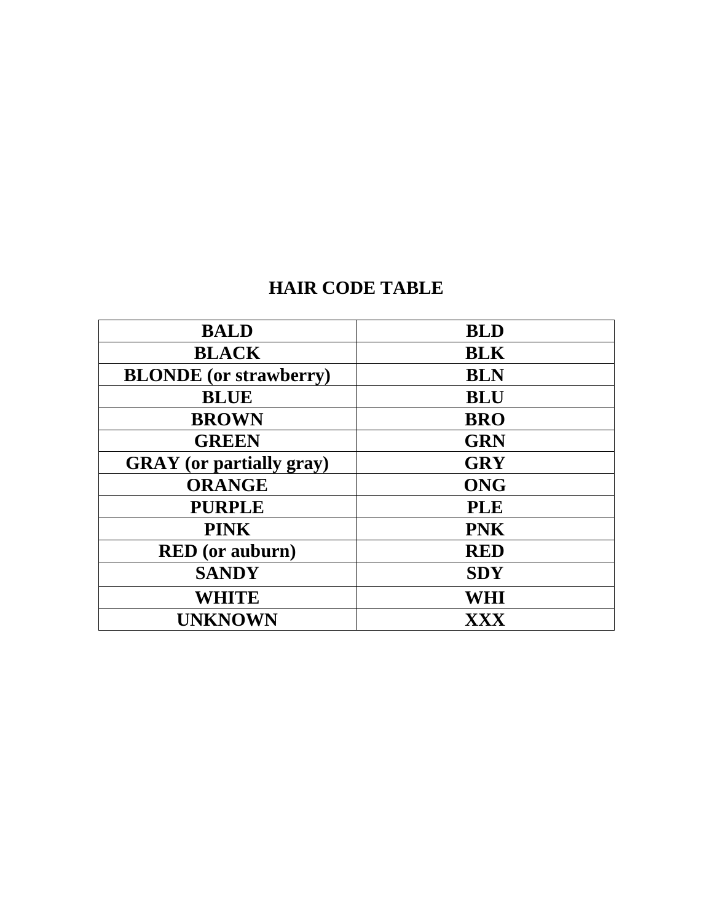# HAIR CODE TABLE

| BALD | BLD |
|---|---|
| BLACK | BLK |
| BLONDE (or strawberry) | BLN |
| BLUE | BLU |
| BROWN | BRO |
| GREEN | GRN |
| GRAY (or partially gray) | GRY |
| ORANGE | ONG |
| PURPLE | PLE |
| PINK | PNK |
| RED (or auburn) | RED |
| SANDY | SDY |
| WHITE | WHI |
| UNKNOWN | XXX |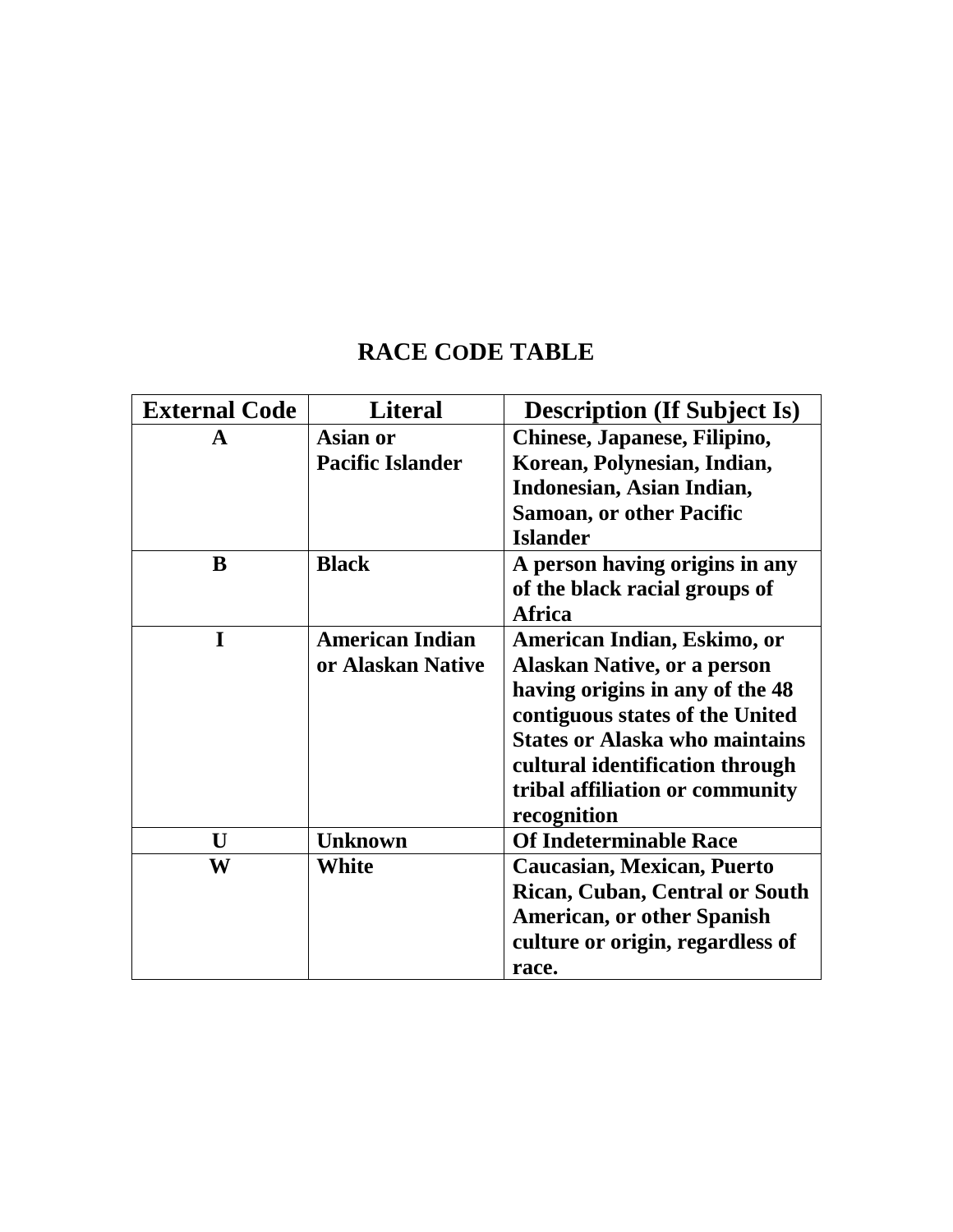# RACE CODE TABLE

| External Code | Literal | Description (If Subject Is) |
|---|---|---|
| **A** | **Asian or Pacific Islander** | **Chinese, Japanese, Filipino, Korean, Polynesian, Indian, Indonesian, Asian Indian, Samoan, or other Pacific Islander** |
| **B** | **Black** | **A person having origins in any of the black racial groups of Africa** |
| **I** | **American Indian or Alaskan Native** | **American Indian, Eskimo, or Alaskan Native, or a person having origins in any of the 48 contiguous states of the United States or Alaska who maintains cultural identification through tribal affiliation or community recognition** |
| **U** | **Unknown** | **Of Indeterminable Race** |
| **W** | **White** | **Caucasian, Mexican, Puerto Rican, Cuban, Central or South American, or other Spanish culture or origin, regardless of race.** |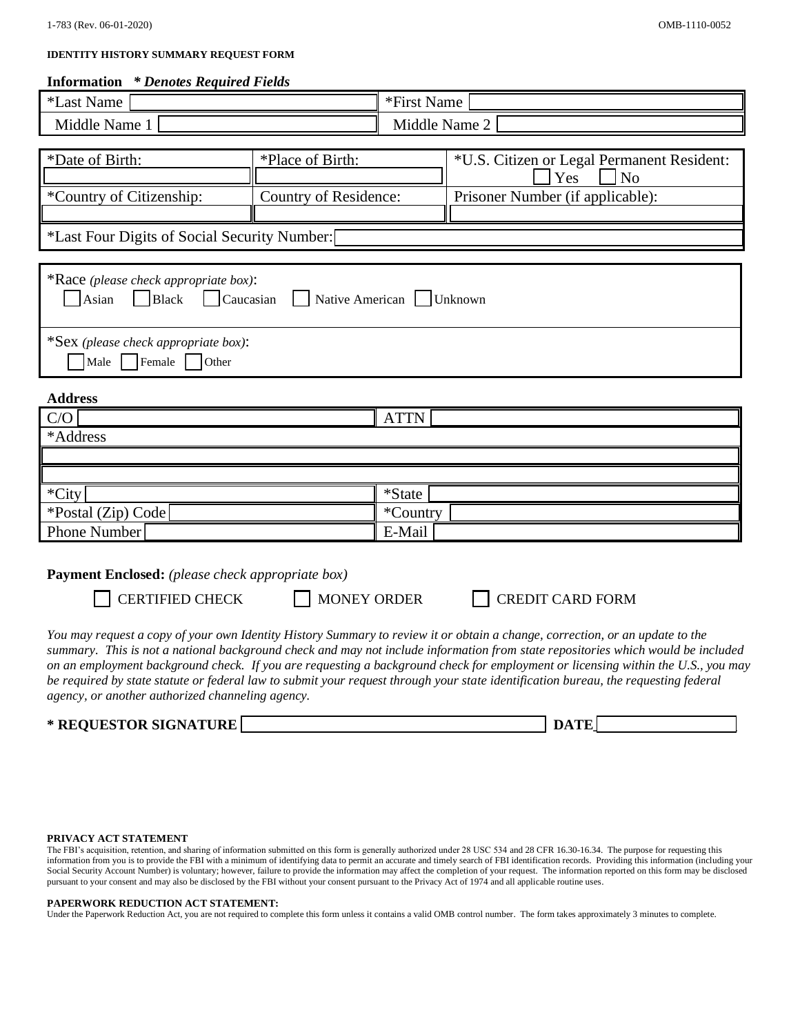1-783 (Rev. 06-01-2020) OMB-1110-0052

**IDENTITY HISTORY SUMMARY REQUEST FORM**

**Information** ***\* Denotes Required Fields***

| *Last Name | | *First Name | |
|---|---|---|---|
| Middle Name 1 | | Middle Name 2 | |

| *Date of Birth: | *Place of Birth: | *U.S. Citizen or Legal Permanent Resident: ☐ Yes ☐ No |
|---|---|---|
| | | |
| *Country of Citizenship: | Country of Residence: | Prisoner Number (if applicable): |
| | | |

*Last Four Digits of Social Security Number:

*Race *(please check appropriate box)*:
☐ Asian ☐ Black ☐ Caucasian ☐ Native American ☐ Unknown

*Sex *(please check appropriate box)*:
☐ Male ☐ Female ☐ Other

**Address**

| C/O | | ATTN | |
|---|---|---|---|
| *Address | | | |
| | | | |
| | | | |
| *City | | *State | |
| *Postal (Zip) Code | | *Country | |
| Phone Number | | E-Mail | |

**Payment Enclosed:** *(please check appropriate box)*

☐ CERTIFIED CHECK ☐ MONEY ORDER ☐ CREDIT CARD FORM

*You may request a copy of your own Identity History Summary to review it or obtain a change, correction, or an update to the summary. This is not a national background check and may not include information from state repositories which would be included on an employment background check. If you are requesting a background check for employment or licensing within the U.S., you may be required by state statute or federal law to submit your request through your state identification bureau, the requesting federal agency, or another authorized channeling agency.*

**\* REQUESTOR SIGNATURE** ____________________ **DATE** ____________

**PRIVACY ACT STATEMENT**

The FBI's acquisition, retention, and sharing of information submitted on this form is generally authorized under 28 USC 534 and 28 CFR 16.30-16.34. The purpose for requesting this information from you is to provide the FBI with a minimum of identifying data to permit an accurate and timely search of FBI identification records. Providing this information (including your Social Security Account Number) is voluntary; however, failure to provide the information may affect the completion of your request. The information reported on this form may be disclosed pursuant to your consent and may also be disclosed by the FBI without your consent pursuant to the Privacy Act of 1974 and all applicable routine uses.

**PAPERWORK REDUCTION ACT STATEMENT:**

Under the Paperwork Reduction Act, you are not required to complete this form unless it contains a valid OMB control number. The form takes approximately 3 minutes to complete.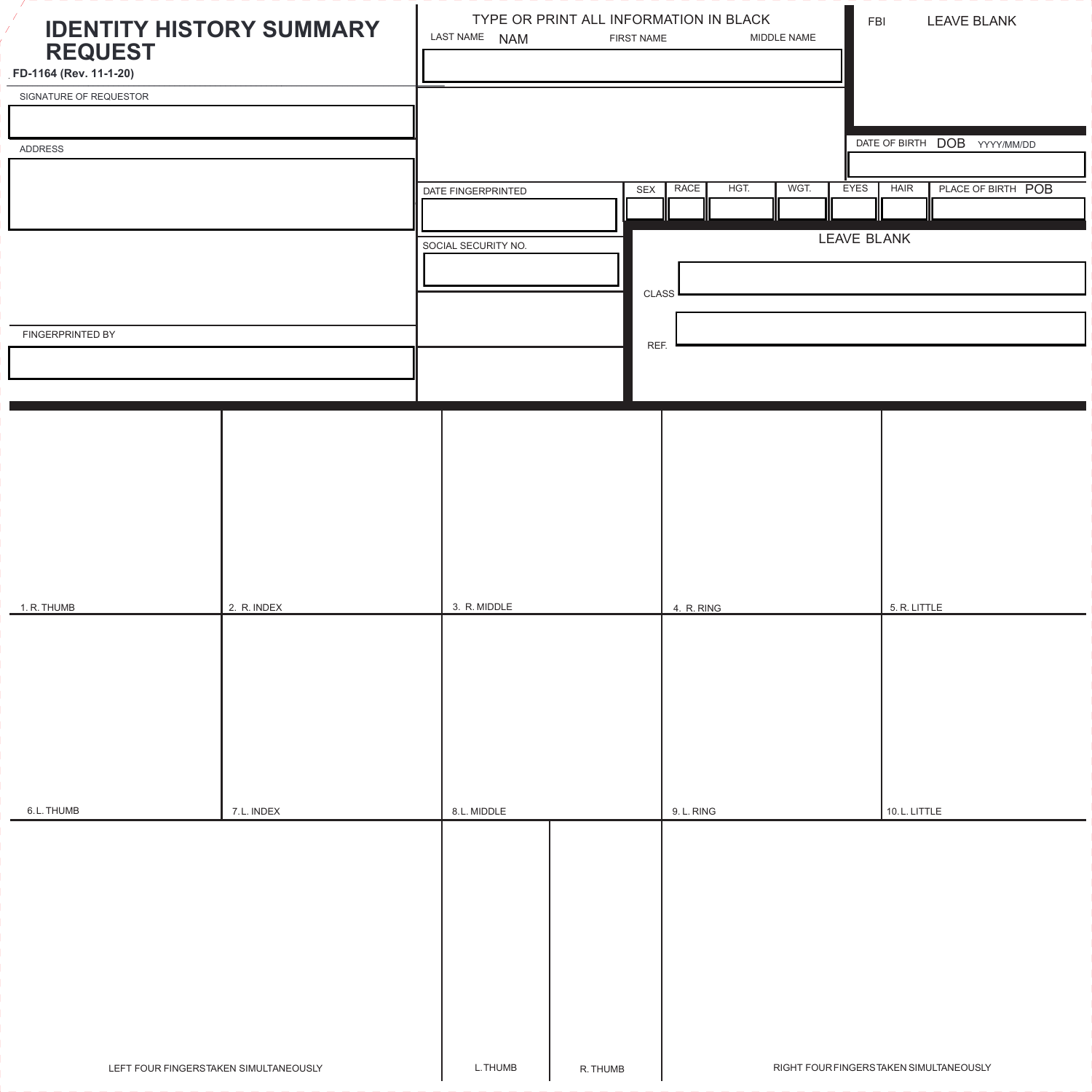# IDENTITY HISTORY SUMMARY REQUEST

**FD-1164 (Rev. 11-1-20)**

TYPE OR PRINT ALL INFORMATION IN BLACK

| LAST NAME NAM | FIRST NAME | MIDDLE NAME |
|---|---|---|
| | | |

FBI LEAVE BLANK

SIGNATURE OF REQUESTOR

ADDRESS

DATE OF BIRTH DOB YYYY/MM/DD

| DATE FINGERPRINTED | SEX | RACE | HGT. | WGT. | EYES | HAIR | PLACE OF BIRTH POB |
|---|---|---|---|---|---|---|---|
| | | | | | | | |

SOCIAL SECURITY NO.

LEAVE BLANK

CLASS

REF.

FINGERPRINTED BY

| 1. R. THUMB | 2. R. INDEX | 3. R. MIDDLE | 4. R. RING | 5. R. LITTLE |
|---|---|---|---|---|
| 6. L. THUMB | 7. L. INDEX | 8. L. MIDDLE | 9. L. RING | 10. L. LITTLE |

| LEFT FOUR FINGERS TAKEN SIMULTANEOUSLY | L. THUMB | R. THUMB | RIGHT FOUR FINGERS TAKEN SIMULTANEOUSLY |
|---|---|---|---|
| | | | |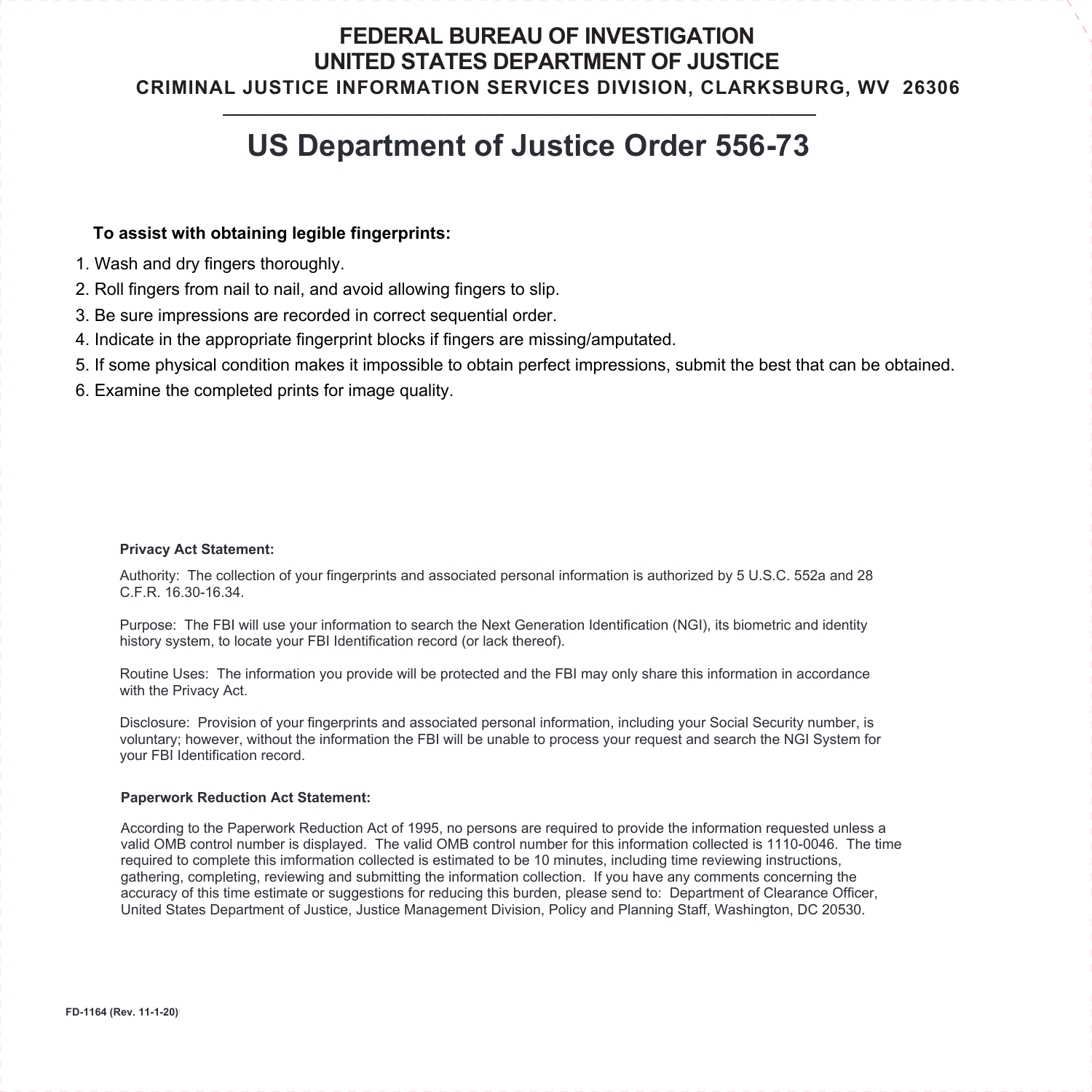# FEDERAL BUREAU OF INVESTIGATION
# UNITED STATES DEPARTMENT OF JUSTICE
### CRIMINAL JUSTICE INFORMATION SERVICES DIVISION, CLARKSBURG, WV 26306

## US Department of Justice Order 556-73

**To assist with obtaining legible fingerprints:**

1. Wash and dry fingers thoroughly.
2. Roll fingers from nail to nail, and avoid allowing fingers to slip.
3. Be sure impressions are recorded in correct sequential order.
4. Indicate in the appropriate fingerprint blocks if fingers are missing/amputated.
5. If some physical condition makes it impossible to obtain perfect impressions, submit the best that can be obtained.
6. Examine the completed prints for image quality.

**Privacy Act Statement:**

Authority: The collection of your fingerprints and associated personal information is authorized by 5 U.S.C. 552a and 28 C.F.R. 16.30-16.34.

Purpose: The FBI will use your information to search the Next Generation Identification (NGI), its biometric and identity history system, to locate your FBI Identification record (or lack thereof).

Routine Uses: The information you provide will be protected and the FBI may only share this information in accordance with the Privacy Act.

Disclosure: Provision of your fingerprints and associated personal information, including your Social Security number, is voluntary; however, without the information the FBI will be unable to process your request and search the NGI System for your FBI Identification record.

**Paperwork Reduction Act Statement:**

According to the Paperwork Reduction Act of 1995, no persons are required to provide the information requested unless a valid OMB control number is displayed. The valid OMB control number for this information collected is 1110-0046. The time required to complete this imformation collected is estimated to be 10 minutes, including time reviewing instructions, gathering, completing, reviewing and submitting the information collection. If you have any comments concerning the accuracy of this time estimate or suggestions for reducing this burden, please send to: Department of Clearance Officer, United States Department of Justice, Justice Management Division, Policy and Planning Staff, Washington, DC 20530.

**FD-1164 (Rev. 11-1-20)**